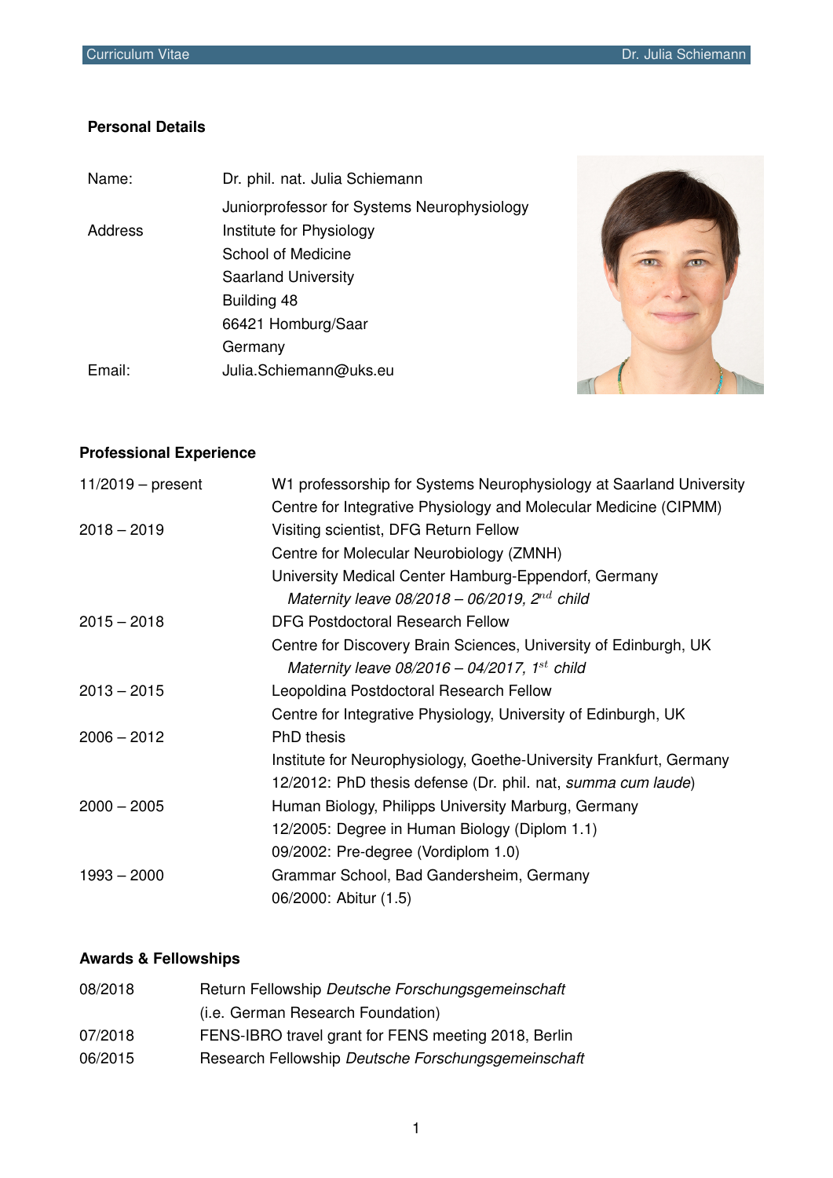## Personal Details

| | |
|---|---|
| Name: | Dr. phil. nat. Julia Schiemann |
| Address | Juniorprofessor for Systems Neurophysiology<br>Institute for Physiology<br>School of Medicine<br>Saarland University<br>Building 48<br>66421 Homburg/Saar<br>Germany |
| Email: | Julia.Schiemann@uks.eu |

## Professional Experience

| | |
|---|---|
| 11/2019 – present | W1 professorship for Systems Neurophysiology at Saarland University<br>Centre for Integrative Physiology and Molecular Medicine (CIPMM) |
| 2018 – 2019 | Visiting scientist, DFG Return Fellow<br>Centre for Molecular Neurobiology (ZMNH)<br>University Medical Center Hamburg-Eppendorf, Germany<br>*Maternity leave 08/2018 – 06/2019, 2nd child* |
| 2015 – 2018 | DFG Postdoctoral Research Fellow<br>Centre for Discovery Brain Sciences, University of Edinburgh, UK<br>*Maternity leave 08/2016 – 04/2017, 1st child* |
| 2013 – 2015 | Leopoldina Postdoctoral Research Fellow<br>Centre for Integrative Physiology, University of Edinburgh, UK |
| 2006 – 2012 | PhD thesis<br>Institute for Neurophysiology, Goethe-University Frankfurt, Germany<br>12/2012: PhD thesis defense (Dr. phil. nat, *summa cum laude*) |
| 2000 – 2005 | Human Biology, Philipps University Marburg, Germany<br>12/2005: Degree in Human Biology (Diplom 1.1)<br>09/2002: Pre-degree (Vordiplom 1.0) |
| 1993 – 2000 | Grammar School, Bad Gandersheim, Germany<br>06/2000: Abitur (1.5) |

## Awards & Fellowships

| | |
|---|---|
| 08/2018 | Return Fellowship *Deutsche Forschungsgemeinschaft*<br>(i.e. German Research Foundation) |
| 07/2018 | FENS-IBRO travel grant for FENS meeting 2018, Berlin |
| 06/2015 | Research Fellowship *Deutsche Forschungsgemeinschaft* |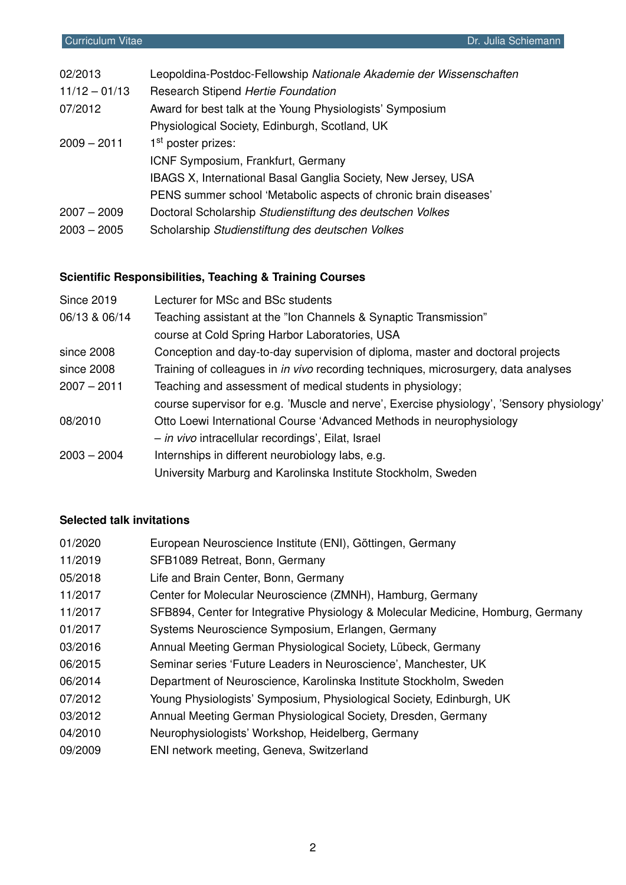| | |
|---|---|
| 02/2013 | Leopoldina-Postdoc-Fellowship *Nationale Akademie der Wissenschaften* |
| 11/12 – 01/13 | Research Stipend *Hertie Foundation* |
| 07/2012 | Award for best talk at the Young Physiologists' Symposium<br>Physiological Society, Edinburgh, Scotland, UK |
| 2009 – 2011 | 1st poster prizes:<br>ICNF Symposium, Frankfurt, Germany<br>IBAGS X, International Basal Ganglia Society, New Jersey, USA<br>PENS summer school 'Metabolic aspects of chronic brain diseases' |
| 2007 – 2009 | Doctoral Scholarship *Studienstiftung des deutschen Volkes* |
| 2003 – 2005 | Scholarship *Studienstiftung des deutschen Volkes* |

### Scientific Responsibilities, Teaching & Training Courses

| | |
|---|---|
| Since 2019 | Lecturer for MSc and BSc students |
| 06/13 & 06/14 | Teaching assistant at the "Ion Channels & Synaptic Transmission"<br>course at Cold Spring Harbor Laboratories, USA |
| since 2008 | Conception and day-to-day supervision of diploma, master and doctoral projects |
| since 2008 | Training of colleagues in *in vivo* recording techniques, microsurgery, data analyses |
| 2007 – 2011 | Teaching and assessment of medical students in physiology;<br>course supervisor for e.g. 'Muscle and nerve', Exercise physiology', 'Sensory physiology' |
| 08/2010 | Otto Loewi International Course 'Advanced Methods in neurophysiology<br>– *in vivo* intracellular recordings', Eilat, Israel |
| 2003 – 2004 | Internships in different neurobiology labs, e.g.<br>University Marburg and Karolinska Institute Stockholm, Sweden |

### Selected talk invitations

| | |
|---|---|
| 01/2020 | European Neuroscience Institute (ENI), Göttingen, Germany |
| 11/2019 | SFB1089 Retreat, Bonn, Germany |
| 05/2018 | Life and Brain Center, Bonn, Germany |
| 11/2017 | Center for Molecular Neuroscience (ZMNH), Hamburg, Germany |
| 11/2017 | SFB894, Center for Integrative Physiology & Molecular Medicine, Homburg, Germany |
| 01/2017 | Systems Neuroscience Symposium, Erlangen, Germany |
| 03/2016 | Annual Meeting German Physiological Society, Lübeck, Germany |
| 06/2015 | Seminar series 'Future Leaders in Neuroscience', Manchester, UK |
| 06/2014 | Department of Neuroscience, Karolinska Institute Stockholm, Sweden |
| 07/2012 | Young Physiologists' Symposium, Physiological Society, Edinburgh, UK |
| 03/2012 | Annual Meeting German Physiological Society, Dresden, Germany |
| 04/2010 | Neurophysiologists' Workshop, Heidelberg, Germany |
| 09/2009 | ENI network meeting, Geneva, Switzerland |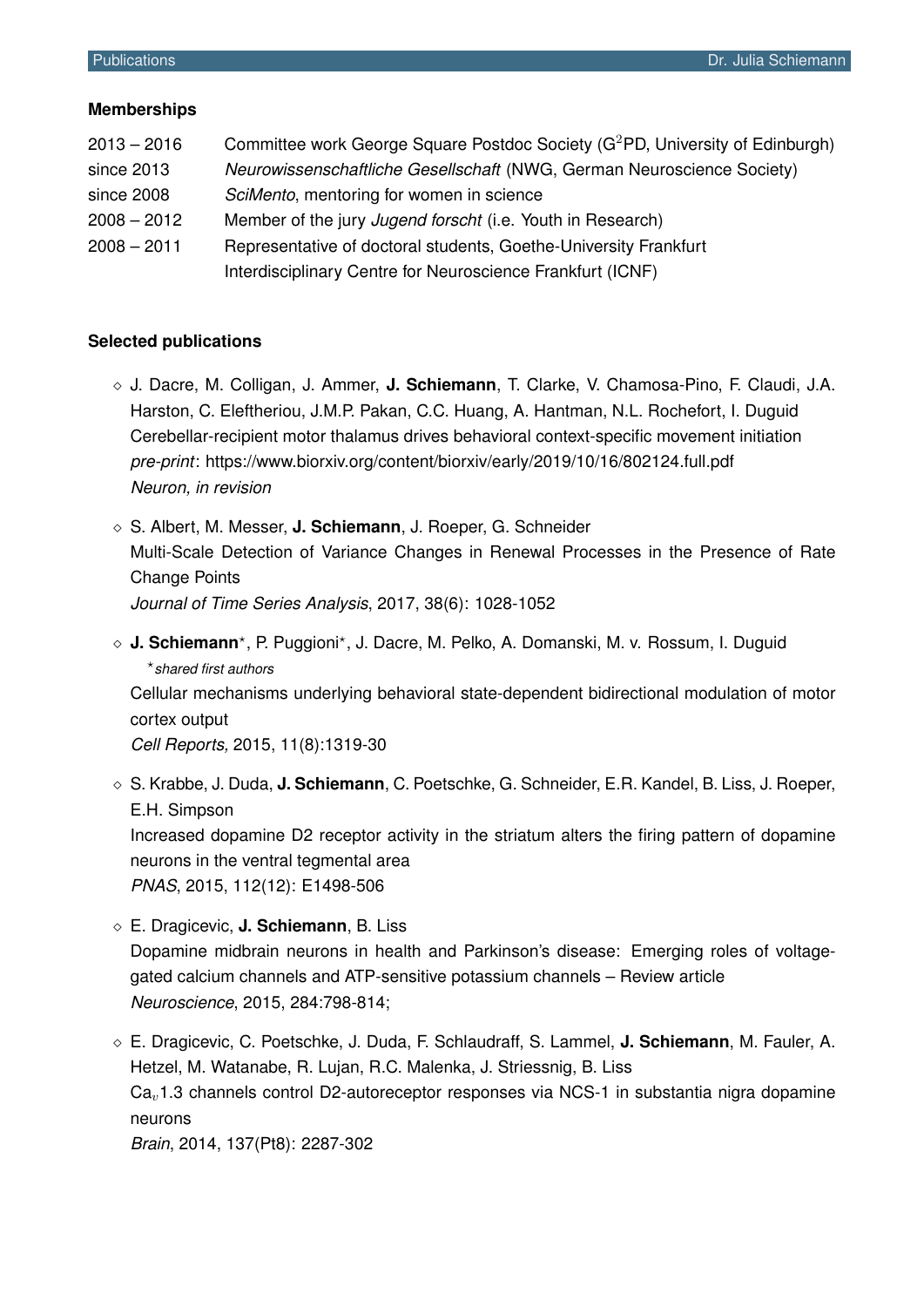### Memberships

| | |
|---|---|
| 2013 – 2016 | Committee work George Square Postdoc Society ($G^2$PD, University of Edinburgh) |
| since 2013 | *Neurowissenschaftliche Gesellschaft* (NWG, German Neuroscience Society) |
| since 2008 | *SciMento*, mentoring for women in science |
| 2008 – 2012 | Member of the jury *Jugend forscht* (i.e. Youth in Research) |
| 2008 – 2011 | Representative of doctoral students, Goethe-University Frankfurt Interdisciplinary Centre for Neuroscience Frankfurt (ICNF) |

### Selected publications

- J. Dacre, M. Colligan, J. Ammer, **J. Schiemann**, T. Clarke, V. Chamosa-Pino, F. Claudi, J.A. Harston, C. Eleftheriou, J.M.P. Pakan, C.C. Huang, A. Hantman, N.L. Rochefort, I. Duguid
  Cerebellar-recipient motor thalamus drives behavioral context-specific movement initiation
  *pre-print*: https://www.biorxiv.org/content/biorxiv/early/2019/10/16/802124.full.pdf
  *Neuron, in revision*

- S. Albert, M. Messer, **J. Schiemann**, J. Roeper, G. Schneider
  Multi-Scale Detection of Variance Changes in Renewal Processes in the Presence of Rate Change Points
  *Journal of Time Series Analysis*, 2017, 38(6): 1028-1052

- **J. Schiemann**\*, P. Puggioni\*, J. Dacre, M. Pelko, A. Domanski, M. v. Rossum, I. Duguid
  \**shared first authors*
  Cellular mechanisms underlying behavioral state-dependent bidirectional modulation of motor cortex output
  *Cell Reports,* 2015, 11(8):1319-30

- S. Krabbe, J. Duda, **J. Schiemann**, C. Poetschke, G. Schneider, E.R. Kandel, B. Liss, J. Roeper, E.H. Simpson
  Increased dopamine D2 receptor activity in the striatum alters the firing pattern of dopamine neurons in the ventral tegmental area
  *PNAS*, 2015, 112(12): E1498-506

- E. Dragicevic, **J. Schiemann**, B. Liss
  Dopamine midbrain neurons in health and Parkinson's disease: Emerging roles of voltage-gated calcium channels and ATP-sensitive potassium channels – Review article
  *Neuroscience*, 2015, 284:798-814;

- E. Dragicevic, C. Poetschke, J. Duda, F. Schlaudraff, S. Lammel, **J. Schiemann**, M. Fauler, A. Hetzel, M. Watanabe, R. Lujan, R.C. Malenka, J. Striessnig, B. Liss
  $Ca_v1.3$ channels control D2-autoreceptor responses via NCS-1 in substantia nigra dopamine neurons
  *Brain*, 2014, 137(Pt8): 2287-302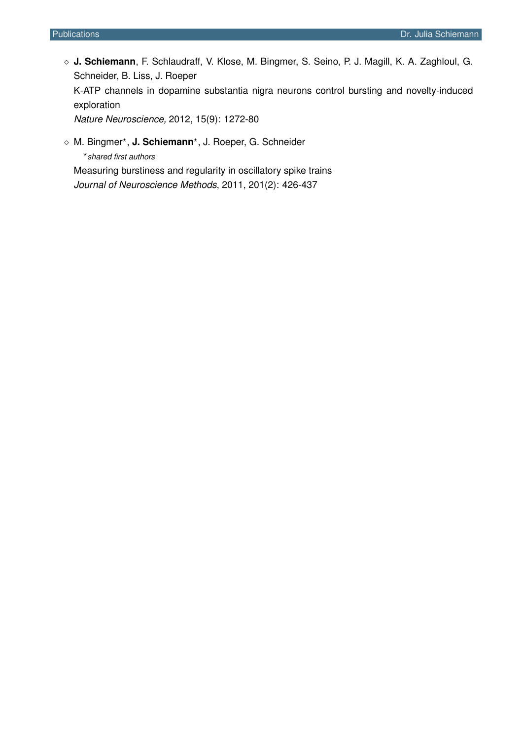- **J. Schiemann**, F. Schlaudraff, V. Klose, M. Bingmer, S. Seino, P. J. Magill, K. A. Zaghloul, G. Schneider, B. Liss, J. Roeper
  K-ATP channels in dopamine substantia nigra neurons control bursting and novelty-induced exploration
  *Nature Neuroscience,* 2012, 15(9): 1272-80

- M. Bingmer*, **J. Schiemann***, J. Roeper, G. Schneider
  *\*shared first authors*
  Measuring burstiness and regularity in oscillatory spike trains
  *Journal of Neuroscience Methods*, 2011, 201(2): 426-437